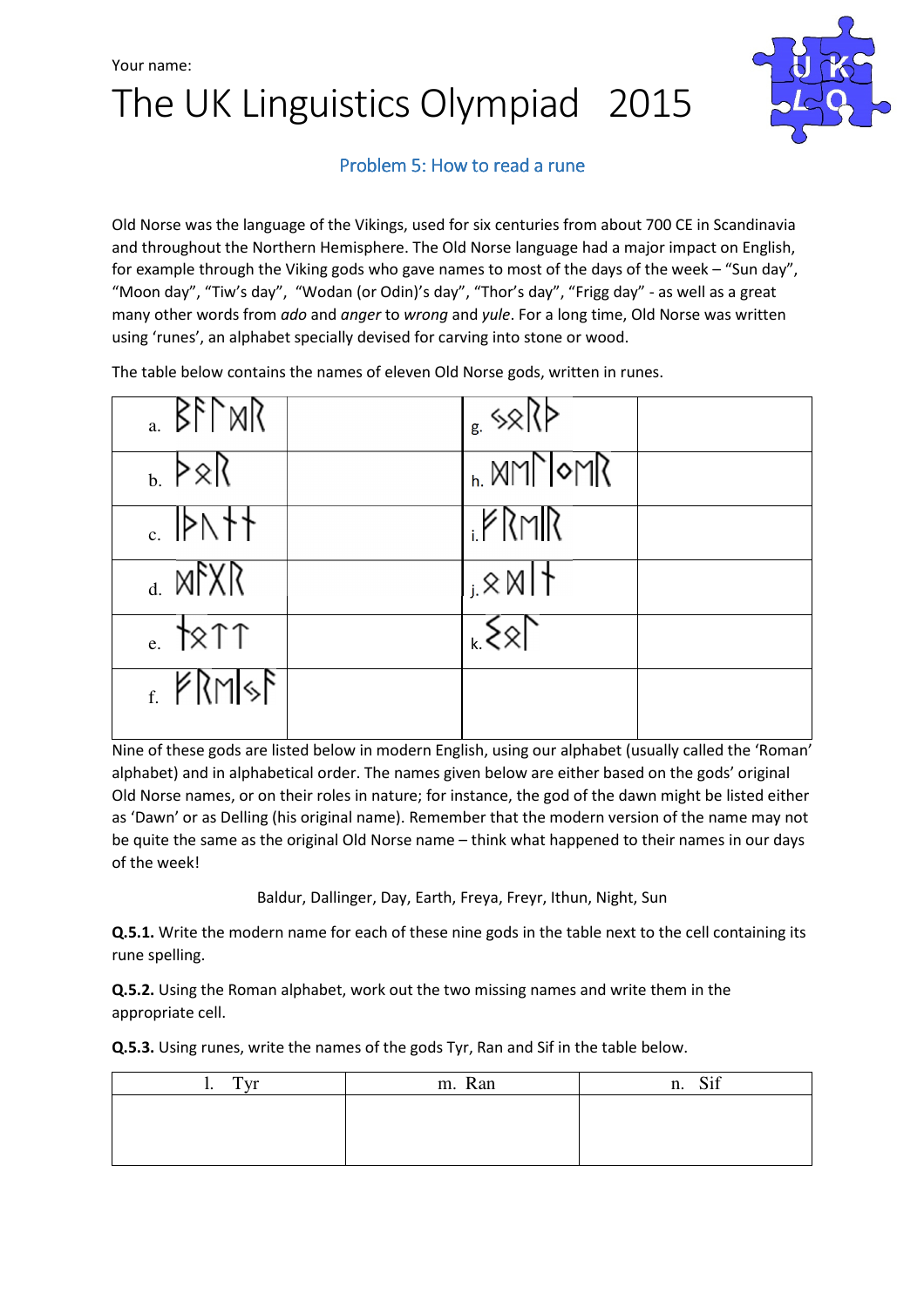Your name:

# The UK Linguistics Olympiad 2015

## Problem 5: How to read a rune

Old Norse was the language of the Vikings, used for six centuries from about 700 CE in Scandinavia and throughout the Northern Hemisphere. The Old Norse language had a major impact on English, for example through the Viking gods who gave names to most of the days of the week – "Sun day", "Moon day", "Tiw's day", "Wodan (or Odin)'s day", "Thor's day", "Frigg day" - as well as a great many other words from *ado* and *anger* to *wrong* and *yule*. For a long time, Old Norse was written using 'runes', an alphabet specially devised for carving into stone or wood.

The table below contains the names of eleven Old Norse gods, written in runes.

| | | | |
|---|---|---|---|
| a. ᛒᚨᛚᛞᚱ | | g. ᛃᛟᚱᚦ | |
| b. ᚦᛟᚱ | | h. ᛞᛖᛚᛁᛜᛖᚱ | |
| c. ᛁᚦᚢᚾᚾ | | i. ᚠᚱᛖᛁᚱ | |
| d. ᛞᚨᚷᚱ | | j. ᛟᛞᛁᚾ | |
| e. ᚾᛟᛏᛏ | | k. ᛊᛟᛚ | |
| f. ᚠᚱᛖᛁᛃᚨ | | | |

Nine of these gods are listed below in modern English, using our alphabet (usually called the 'Roman' alphabet) and in alphabetical order. The names given below are either based on the gods' original Old Norse names, or on their roles in nature; for instance, the god of the dawn might be listed either as 'Dawn' or as Delling (his original name). Remember that the modern version of the name may not be quite the same as the original Old Norse name – think what happened to their names in our days of the week!

Baldur, Dallinger, Day, Earth, Freya, Freyr, Ithun, Night, Sun

**Q.5.1.** Write the modern name for each of these nine gods in the table next to the cell containing its rune spelling.

**Q.5.2.** Using the Roman alphabet, work out the two missing names and write them in the appropriate cell.

**Q.5.3.** Using runes, write the names of the gods Tyr, Ran and Sif in the table below.

| l. Tyr | m. Ran | n. Sif |
|---|---|---|
| | | |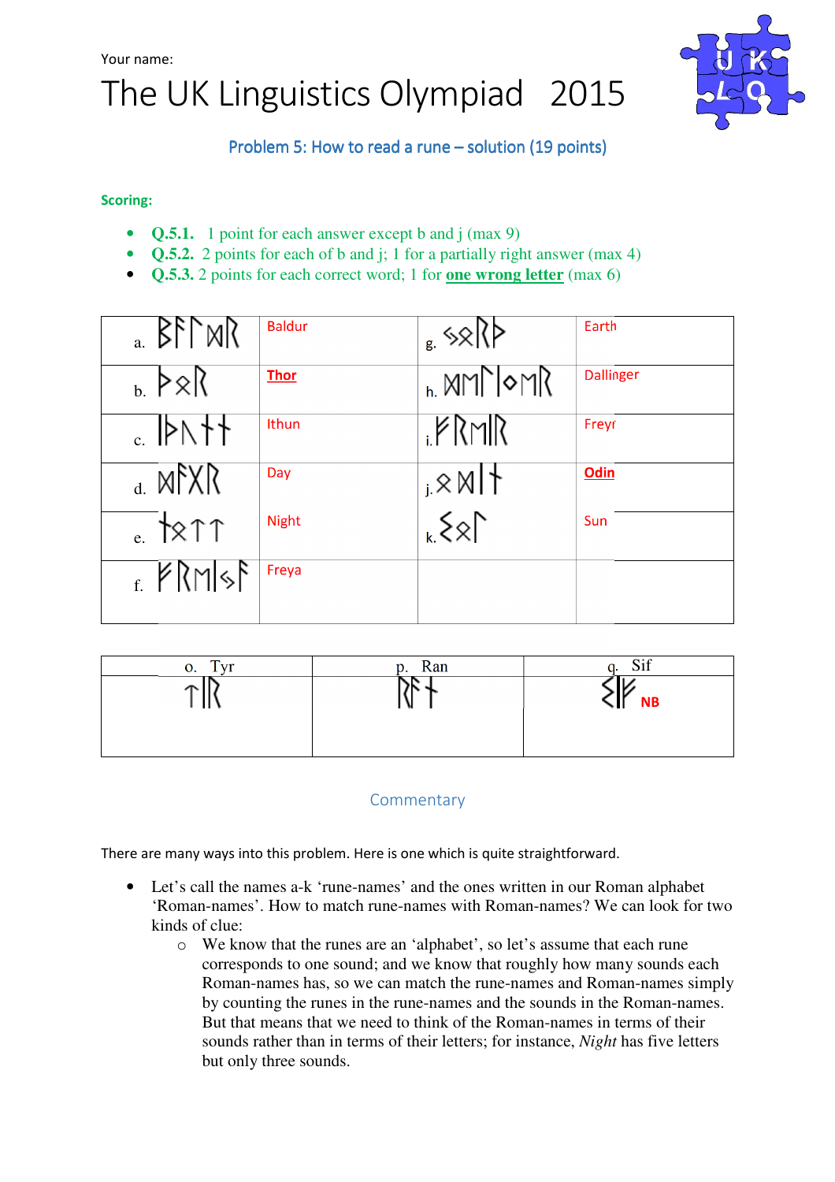Your name:

# The UK Linguistics Olympiad 2015

## Problem 5: How to read a rune – solution (19 points)

**Scoring:**

- **Q.5.1.** 1 point for each answer except b and j (max 9)
- **Q.5.2.** 2 points for each of b and j; 1 for a partially right answer (max 4)
- **Q.5.3.** 2 points for each correct word; 1 for **one wrong letter** (max 6)

| | | | |
|---|---|---|---|
| a. ᛒᚨᛚᛞᚱ | Baldur | g. ᛃᛟᚱᚦ | Earth |
| b. ᚦᛟᚱ | **Thor** | h. ᛞᛖᛚᛁᛜᛖᚱ | Dallinger |
| c. ᛁᚦᚢᚾᚾ | Ithun | i. ᚠᚱᛖᛁᚱ | Freyr |
| d. ᛞᚨᚷᚱ | Day | j. ᛟᛞᛁᚾ | **Odin** |
| e. ᚾᛟᛏᛏ | Night | k. ᛋᛟᛚ | Sun |
| f. ᚠᚱᛖᛁᛃᚨ | Freya | | |

| o. Tyr | p. Ran | q. Sif |
|---|---|---|
| ᛏᛁᚱ | ᚱᚨᚾ | ᛋᛁᚠ **NB** |

### Commentary

There are many ways into this problem. Here is one which is quite straightforward.

- Let's call the names a-k 'rune-names' and the ones written in our Roman alphabet 'Roman-names'. How to match rune-names with Roman-names? We can look for two kinds of clue:
  - We know that the runes are an 'alphabet', so let's assume that each rune corresponds to one sound; and we know that roughly how many sounds each Roman-names has, so we can match the rune-names and Roman-names simply by counting the runes in the rune-names and the sounds in the Roman-names. But that means that we need to think of the Roman-names in terms of their sounds rather than in terms of their letters; for instance, *Night* has five letters but only three sounds.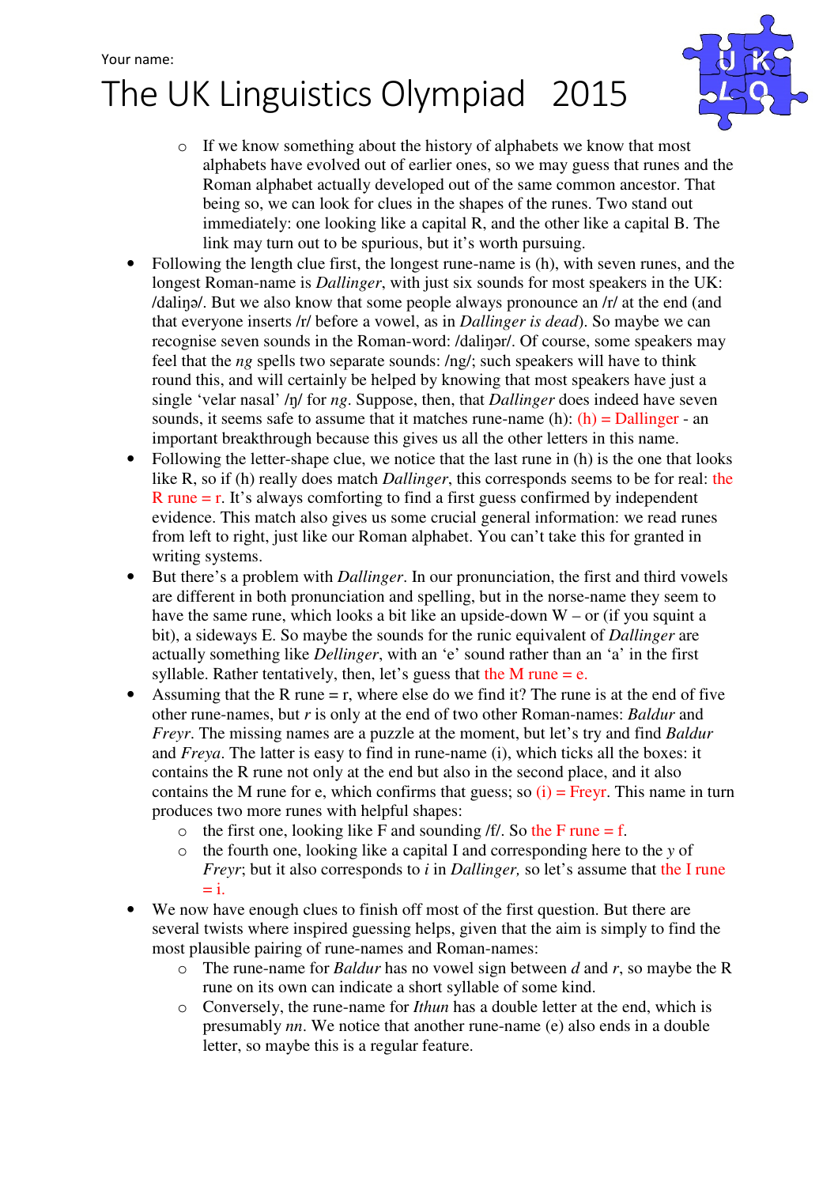Your name:

# The UK Linguistics Olympiad 2015

  - If we know something about the history of alphabets we know that most alphabets have evolved out of earlier ones, so we may guess that runes and the Roman alphabet actually developed out of the same common ancestor. That being so, we can look for clues in the shapes of the runes. Two stand out immediately: one looking like a capital R, and the other like a capital B. The link may turn out to be spurious, but it's worth pursuing.
- Following the length clue first, the longest rune-name is (h), with seven runes, and the longest Roman-name is *Dallinger*, with just six sounds for most speakers in the UK: /daliŋə/. But we also know that some people always pronounce an /r/ at the end (and that everyone inserts /r/ before a vowel, as in *Dallinger is dead*). So maybe we can recognise seven sounds in the Roman-word: /daliŋər/. Of course, some speakers may feel that the *ng* spells two separate sounds: /ng/; such speakers will have to think round this, and will certainly be helped by knowing that most speakers have just a single 'velar nasal' /ŋ/ for *ng*. Suppose, then, that *Dallinger* does indeed have seven sounds, it seems safe to assume that it matches rune-name (h): (h) = Dallinger - an important breakthrough because this gives us all the other letters in this name.
- Following the letter-shape clue, we notice that the last rune in (h) is the one that looks like R, so if (h) really does match *Dallinger*, this corresponds seems to be for real: the R rune = r. It's always comforting to find a first guess confirmed by independent evidence. This match also gives us some crucial general information: we read runes from left to right, just like our Roman alphabet. You can't take this for granted in writing systems.
- But there's a problem with *Dallinger*. In our pronunciation, the first and third vowels are different in both pronunciation and spelling, but in the norse-name they seem to have the same rune, which looks a bit like an upside-down W – or (if you squint a bit), a sideways E. So maybe the sounds for the runic equivalent of *Dallinger* are actually something like *Dellinger*, with an 'e' sound rather than an 'a' in the first syllable. Rather tentatively, then, let's guess that the M rune = e.
- Assuming that the R rune = r, where else do we find it? The rune is at the end of five other rune-names, but *r* is only at the end of two other Roman-names: *Baldur* and *Freyr*. The missing names are a puzzle at the moment, but let's try and find *Baldur* and *Freya*. The latter is easy to find in rune-name (i), which ticks all the boxes: it contains the R rune not only at the end but also in the second place, and it also contains the M rune for e, which confirms that guess; so (i) = Freyr. This name in turn produces two more runes with helpful shapes:
  - the first one, looking like F and sounding /f/. So the F rune = f.
  - the fourth one, looking like a capital I and corresponding here to the *y* of *Freyr*; but it also corresponds to *i* in *Dallinger,* so let's assume that the I rune = i.
- We now have enough clues to finish off most of the first question. But there are several twists where inspired guessing helps, given that the aim is simply to find the most plausible pairing of rune-names and Roman-names:
  - The rune-name for *Baldur* has no vowel sign between *d* and *r*, so maybe the R rune on its own can indicate a short syllable of some kind.
  - Conversely, the rune-name for *Ithun* has a double letter at the end, which is presumably *nn*. We notice that another rune-name (e) also ends in a double letter, so maybe this is a regular feature.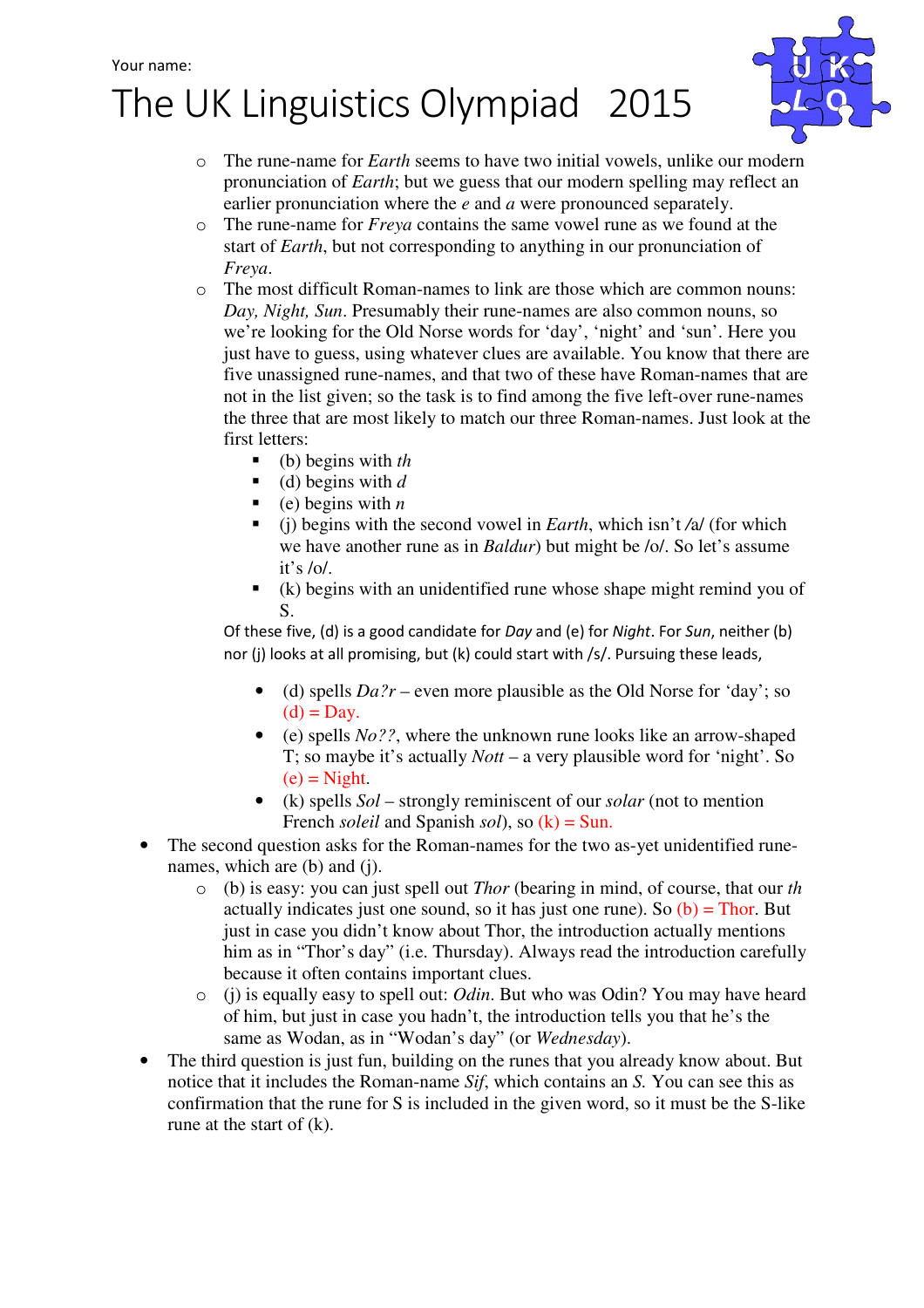- The rune-name for *Earth* seems to have two initial vowels, unlike our modern pronunciation of *Earth*; but we guess that our modern spelling may reflect an earlier pronunciation where the *e* and *a* were pronounced separately.
- The rune-name for *Freya* contains the same vowel rune as we found at the start of *Earth*, but not corresponding to anything in our pronunciation of *Freya*.
- The most difficult Roman-names to link are those which are common nouns: *Day, Night, Sun*. Presumably their rune-names are also common nouns, so we're looking for the Old Norse words for 'day', 'night' and 'sun'. Here you just have to guess, using whatever clues are available. You know that there are five unassigned rune-names, and that two of these have Roman-names that are not in the list given; so the task is to find among the five left-over rune-names the three that are most likely to match our three Roman-names. Just look at the first letters:
  - (b) begins with *th*
  - (d) begins with *d*
  - (e) begins with *n*
  - (j) begins with the second vowel in *Earth*, which isn't /a/ (for which we have another rune as in *Baldur*) but might be /o/. So let's assume it's /o/.
  - (k) begins with an unidentified rune whose shape might remind you of S.

  Of these five, (d) is a good candidate for *Day* and (e) for *Night*. For *Sun*, neither (b) nor (j) looks at all promising, but (k) could start with /s/. Pursuing these leads,

  - (d) spells *Da?r* – even more plausible as the Old Norse for 'day'; so (d) = Day.
  - (e) spells *No??*, where the unknown rune looks like an arrow-shaped T; so maybe it's actually *Nott* – a very plausible word for 'night'. So (e) = Night.
  - (k) spells *Sol* – strongly reminiscent of our *solar* (not to mention French *soleil* and Spanish *sol*), so (k) = Sun.

- The second question asks for the Roman-names for the two as-yet unidentified rune-names, which are (b) and (j).
  - (b) is easy: you can just spell out *Thor* (bearing in mind, of course, that our *th* actually indicates just one sound, so it has just one rune). So (b) = Thor. But just in case you didn't know about Thor, the introduction actually mentions him as in "Thor's day" (i.e. Thursday). Always read the introduction carefully because it often contains important clues.
  - (j) is equally easy to spell out: *Odin*. But who was Odin? You may have heard of him, but just in case you hadn't, the introduction tells you that he's the same as Wodan, as in "Wodan's day" (or *Wednesday*).
- The third question is just fun, building on the runes that you already know about. But notice that it includes the Roman-name *Sif*, which contains an *S.* You can see this as confirmation that the rune for S is included in the given word, so it must be the S-like rune at the start of (k).